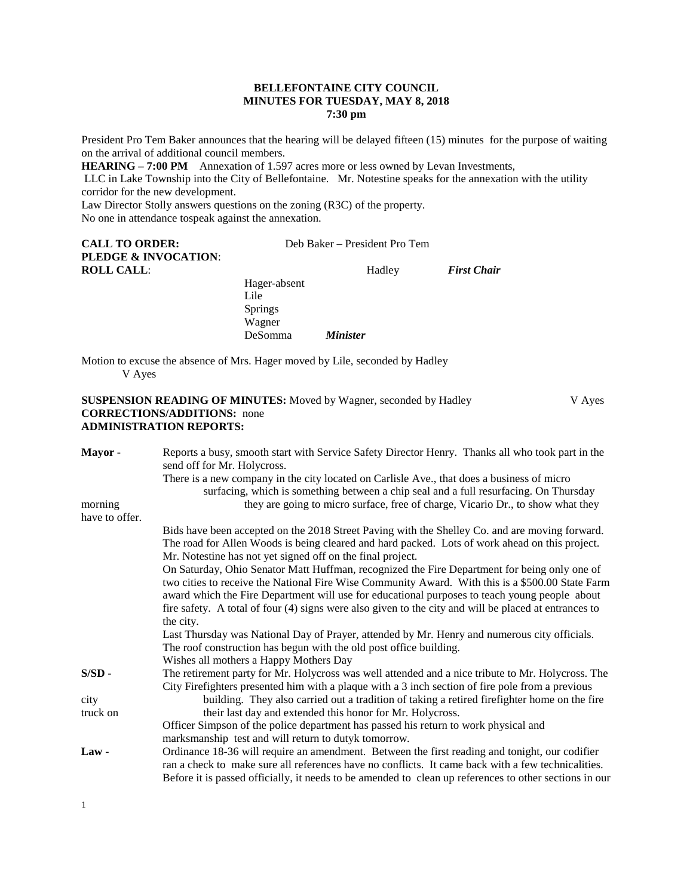**BELLEFONTAINE CITY COUNCIL**
**MINUTES FOR TUESDAY, MAY 8, 2018**
**7:30 pm**

President Pro Tem Baker announces that the hearing will be delayed fifteen (15) minutes for the purpose of waiting on the arrival of additional council members.

**HEARING – 7:00 PM** Annexation of 1.597 acres more or less owned by Levan Investments, LLC in Lake Township into the City of Bellefontaine. Mr. Notestine speaks for the annexation with the utility corridor for the new development.

Law Director Stolly answers questions on the zoning (R3C) of the property.

No one in attendance tospeak against the annexation.

**CALL TO ORDER:** Deb Baker – President Pro Tem

**PLEDGE & INVOCATION**:

**ROLL CALL**:
Hadley *First Chair*
Hager-absent
Lile
Springs
Wagner
DeSomma *Minister*

Motion to excuse the absence of Mrs. Hager moved by Lile, seconded by Hadley
V Ayes

**SUSPENSION READING OF MINUTES:** Moved by Wagner, seconded by Hadley V Ayes

**CORRECTIONS/ADDITIONS:** none

**ADMINISTRATION REPORTS:**

**Mayor -** Reports a busy, smooth start with Service Safety Director Henry. Thanks all who took part in the send off for Mr. Holycross.

There is a new company in the city located on Carlisle Ave., that does a business of micro surfacing, which is something between a chip seal and a full resurfacing. On Thursday morning they are going to micro surface, free of charge, Vicario Dr., to show what they have to offer.

Bids have been accepted on the 2018 Street Paving with the Shelley Co. and are moving forward. The road for Allen Woods is being cleared and hard packed. Lots of work ahead on this project. Mr. Notestine has not yet signed off on the final project.

On Saturday, Ohio Senator Matt Huffman, recognized the Fire Department for being only one of two cities to receive the National Fire Wise Community Award. With this is a $500.00 State Farm award which the Fire Department will use for educational purposes to teach young people about fire safety. A total of four (4) signs were also given to the city and will be placed at entrances to the city.

Last Thursday was National Day of Prayer, attended by Mr. Henry and numerous city officials.

The roof construction has begun with the old post office building.

Wishes all mothers a Happy Mothers Day

**S/SD -** The retirement party for Mr. Holycross was well attended and a nice tribute to Mr. Holycross. The City Firefighters presented him with a plaque with a 3 inch section of fire pole from a previous city building. They also carried out a tradition of taking a retired firefighter home on the fire truck on their last day and extended this honor for Mr. Holycross.

Officer Simpson of the police department has passed his return to work physical and marksmanship test and will return to dutyk tomorrow.

**Law -** Ordinance 18-36 will require an amendment. Between the first reading and tonight, our codifier ran a check to make sure all references have no conflicts. It came back with a few technicalities. Before it is passed officially, it needs to be amended to clean up references to other sections in our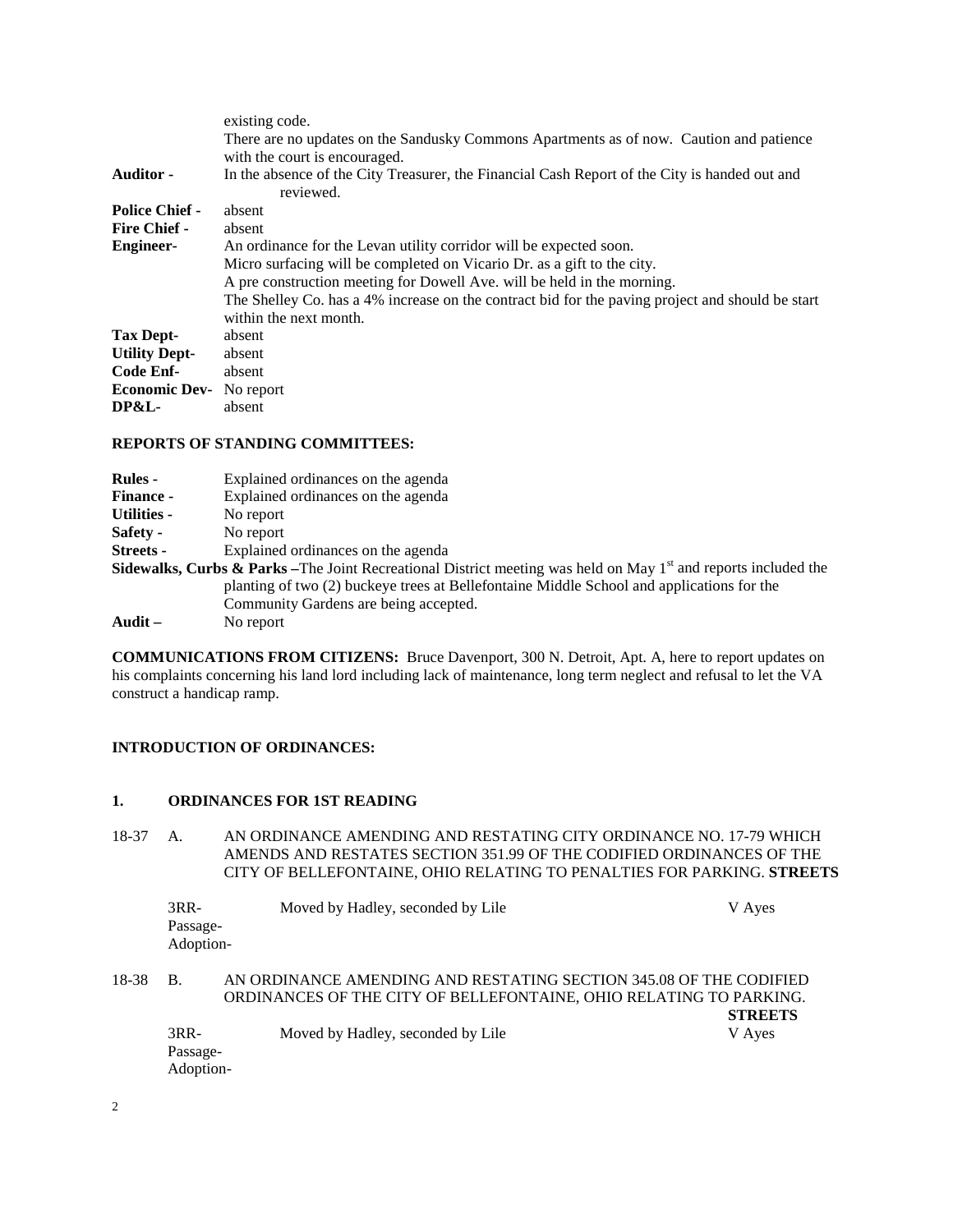existing code.
There are no updates on the Sandusky Commons Apartments as of now. Caution and patience with the court is encouraged.

**Auditor -** In the absence of the City Treasurer, the Financial Cash Report of the City is handed out and reviewed.

**Police Chief -** absent

**Fire Chief -** absent

**Engineer-** An ordinance for the Levan utility corridor will be expected soon.
Micro surfacing will be completed on Vicario Dr. as a gift to the city.
A pre construction meeting for Dowell Ave. will be held in the morning.
The Shelley Co. has a 4% increase on the contract bid for the paving project and should be start within the next month.

**Tax Dept-** absent

**Utility Dept-** absent

**Code Enf-** absent

**Economic Dev-** No report

**DP&L-** absent

**REPORTS OF STANDING COMMITTEES:**

**Rules -** Explained ordinances on the agenda

**Finance -** Explained ordinances on the agenda

**Utilities -** No report

**Safety -** No report

**Streets -** Explained ordinances on the agenda

**Sidewalks, Curbs & Parks –**The Joint Recreational District meeting was held on May 1st and reports included the planting of two (2) buckeye trees at Bellefontaine Middle School and applications for the Community Gardens are being accepted.

**Audit –** No report

**COMMUNICATIONS FROM CITIZENS:** Bruce Davenport, 300 N. Detroit, Apt. A, here to report updates on his complaints concerning his land lord including lack of maintenance, long term neglect and refusal to let the VA construct a handicap ramp.

**INTRODUCTION OF ORDINANCES:**

**1. ORDINANCES FOR 1ST READING**

18-37 A. AN ORDINANCE AMENDING AND RESTATING CITY ORDINANCE NO. 17-79 WHICH AMENDS AND RESTATES SECTION 351.99 OF THE CODIFIED ORDINANCES OF THE CITY OF BELLEFONTAINE, OHIO RELATING TO PENALTIES FOR PARKING. **STREETS**

3RR- Moved by Hadley, seconded by Lile V Ayes
Passage-
Adoption-

18-38 B. AN ORDINANCE AMENDING AND RESTATING SECTION 345.08 OF THE CODIFIED ORDINANCES OF THE CITY OF BELLEFONTAINE, OHIO RELATING TO PARKING. **STREETS**

3RR- Moved by Hadley, seconded by Lile V Ayes
Passage-
Adoption-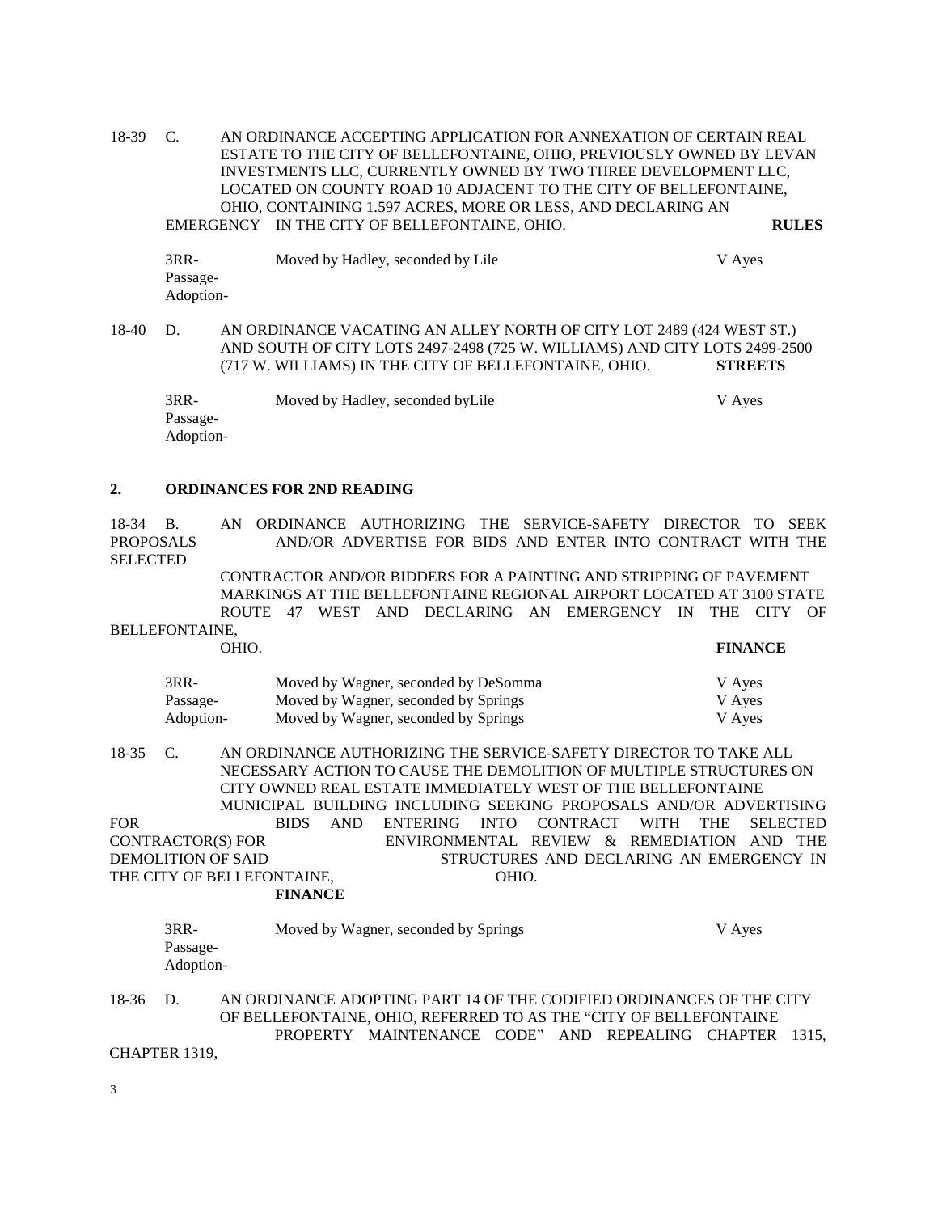18-39 C. AN ORDINANCE ACCEPTING APPLICATION FOR ANNEXATION OF CERTAIN REAL ESTATE TO THE CITY OF BELLEFONTAINE, OHIO, PREVIOUSLY OWNED BY LEVAN INVESTMENTS LLC, CURRENTLY OWNED BY TWO THREE DEVELOPMENT LLC, LOCATED ON COUNTY ROAD 10 ADJACENT TO THE CITY OF BELLEFONTAINE, OHIO, CONTAINING 1.597 ACRES, MORE OR LESS, AND DECLARING AN EMERGENCY IN THE CITY OF BELLEFONTAINE, OHIO. **RULES**

| | | |
|---|---|---|
| 3RR- | Moved by Hadley, seconded by Lile | V Ayes |
| Passage- | | |
| Adoption- | | |

18-40 D. AN ORDINANCE VACATING AN ALLEY NORTH OF CITY LOT 2489 (424 WEST ST.) AND SOUTH OF CITY LOTS 2497-2498 (725 W. WILLIAMS) AND CITY LOTS 2499-2500 (717 W. WILLIAMS) IN THE CITY OF BELLEFONTAINE, OHIO. **STREETS**

| | | |
|---|---|---|
| 3RR- | Moved by Hadley, seconded byLile | V Ayes |
| Passage- | | |
| Adoption- | | |

## 2. ORDINANCES FOR 2ND READING

18-34 B. AN ORDINANCE AUTHORIZING THE SERVICE-SAFETY DIRECTOR TO SEEK PROPOSALS AND/OR ADVERTISE FOR BIDS AND ENTER INTO CONTRACT WITH THE SELECTED CONTRACTOR AND/OR BIDDERS FOR A PAINTING AND STRIPPING OF PAVEMENT MARKINGS AT THE BELLEFONTAINE REGIONAL AIRPORT LOCATED AT 3100 STATE ROUTE 47 WEST AND DECLARING AN EMERGENCY IN THE CITY OF BELLEFONTAINE, OHIO. **FINANCE**

| | | |
|---|---|---|
| 3RR- | Moved by Wagner, seconded by DeSomma | V Ayes |
| Passage- | Moved by Wagner, seconded by Springs | V Ayes |
| Adoption- | Moved by Wagner, seconded by Springs | V Ayes |

18-35 C. AN ORDINANCE AUTHORIZING THE SERVICE-SAFETY DIRECTOR TO TAKE ALL NECESSARY ACTION TO CAUSE THE DEMOLITION OF MULTIPLE STRUCTURES ON CITY OWNED REAL ESTATE IMMEDIATELY WEST OF THE BELLEFONTAINE MUNICIPAL BUILDING INCLUDING SEEKING PROPOSALS AND/OR ADVERTISING FOR BIDS AND ENTERING INTO CONTRACT WITH THE SELECTED CONTRACTOR(S) FOR ENVIRONMENTAL REVIEW & REMEDIATION AND THE DEMOLITION OF SAID STRUCTURES AND DECLARING AN EMERGENCY IN THE CITY OF BELLEFONTAINE, OHIO. **FINANCE**

| | | |
|---|---|---|
| 3RR- | Moved by Wagner, seconded by Springs | V Ayes |
| Passage- | | |
| Adoption- | | |

18-36 D. AN ORDINANCE ADOPTING PART 14 OF THE CODIFIED ORDINANCES OF THE CITY OF BELLEFONTAINE, OHIO, REFERRED TO AS THE "CITY OF BELLEFONTAINE PROPERTY MAINTENANCE CODE" AND REPEALING CHAPTER 1315, CHAPTER 1319,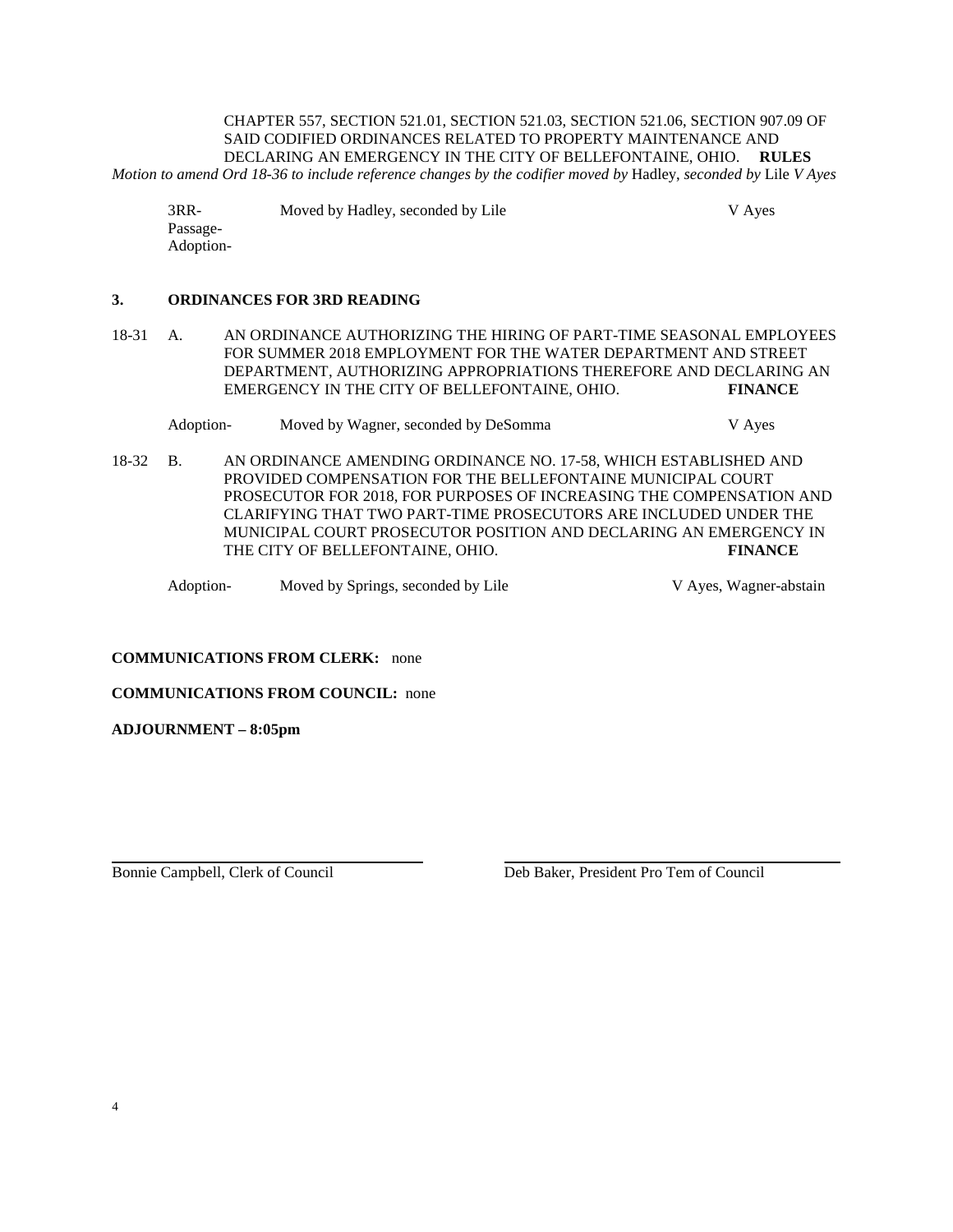CHAPTER 557, SECTION 521.01, SECTION 521.03, SECTION 521.06, SECTION 907.09 OF SAID CODIFIED ORDINANCES RELATED TO PROPERTY MAINTENANCE AND DECLARING AN EMERGENCY IN THE CITY OF BELLEFONTAINE, OHIO. **RULES**

*Motion to amend Ord 18-36 to include reference changes by the codifier moved by* Hadley, *seconded by* Lile *V Ayes*

| | | |
|---|---|---|
| 3RR- Passage- Adoption- | Moved by Hadley, seconded by Lile | V Ayes |

**3. ORDINANCES FOR 3RD READING**

18-31 A. AN ORDINANCE AUTHORIZING THE HIRING OF PART-TIME SEASONAL EMPLOYEES FOR SUMMER 2018 EMPLOYMENT FOR THE WATER DEPARTMENT AND STREET DEPARTMENT, AUTHORIZING APPROPRIATIONS THEREFORE AND DECLARING AN EMERGENCY IN THE CITY OF BELLEFONTAINE, OHIO. **FINANCE**

| | | |
|---|---|---|
| Adoption- | Moved by Wagner, seconded by DeSomma | V Ayes |

18-32 B. AN ORDINANCE AMENDING ORDINANCE NO. 17-58, WHICH ESTABLISHED AND PROVIDED COMPENSATION FOR THE BELLEFONTAINE MUNICIPAL COURT PROSECUTOR FOR 2018, FOR PURPOSES OF INCREASING THE COMPENSATION AND CLARIFYING THAT TWO PART-TIME PROSECUTORS ARE INCLUDED UNDER THE MUNICIPAL COURT PROSECUTOR POSITION AND DECLARING AN EMERGENCY IN THE CITY OF BELLEFONTAINE, OHIO. **FINANCE**

| | | |
|---|---|---|
| Adoption- | Moved by Springs, seconded by Lile | V Ayes, Wagner-abstain |

**COMMUNICATIONS FROM CLERK:** none

**COMMUNICATIONS FROM COUNCIL:** none

**ADJOURNMENT – 8:05pm**

Bonnie Campbell, Clerk of Council

Deb Baker, President Pro Tem of Council